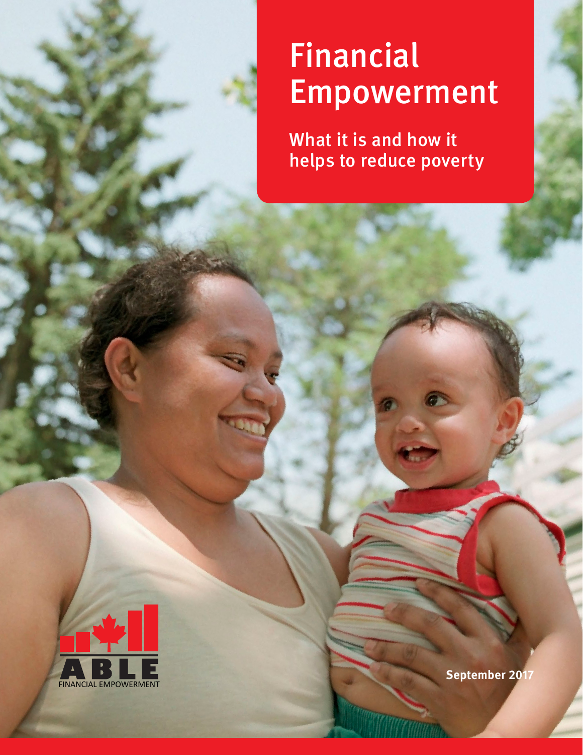# Financial Empowerment

## What it is and how it helps to reduce poverty

ABLE

FINANCIAL EMPOWERMENT

**September 2017**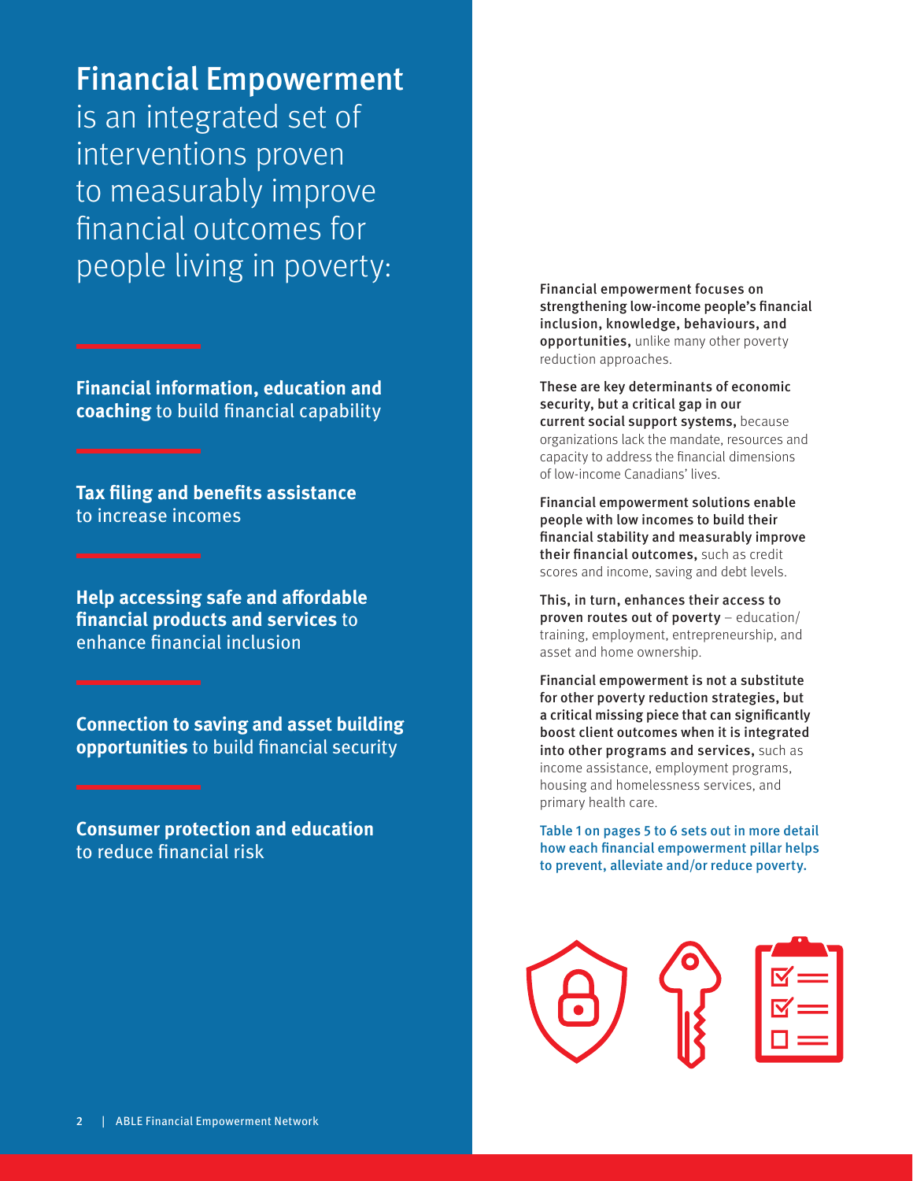# Financial Empowerment

is an integrated set of interventions proven to measurably improve financial outcomes for people living in poverty:

**Financial information, education and coaching** to build financial capability

**Tax filing and benefits assistance** to increase incomes

**Help accessing safe and affordable financial products and services** to enhance financial inclusion

**Connection to saving and asset building opportunities** to build financial security

**Consumer protection and education** to reduce financial risk

**Financial empowerment focuses on strengthening low-income people's financial inclusion, knowledge, behaviours, and opportunities,** unlike many other poverty reduction approaches.

**These are key determinants of economic security, but a critical gap in our current social support systems,** because organizations lack the mandate, resources and capacity to address the financial dimensions of low-income Canadians' lives.

**Financial empowerment solutions enable people with low incomes to build their financial stability and measurably improve their financial outcomes,** such as credit scores and income, saving and debt levels.

**This, in turn, enhances their access to proven routes out of poverty** – education/training, employment, entrepreneurship, and asset and home ownership.

**Financial empowerment is not a substitute for other poverty reduction strategies, but a critical missing piece that can significantly boost client outcomes when it is integrated into other programs and services,** such as income assistance, employment programs, housing and homelessness services, and primary health care.

**Table 1 on pages 5 to 6 sets out in more detail how each financial empowerment pillar helps to prevent, alleviate and/or reduce poverty.**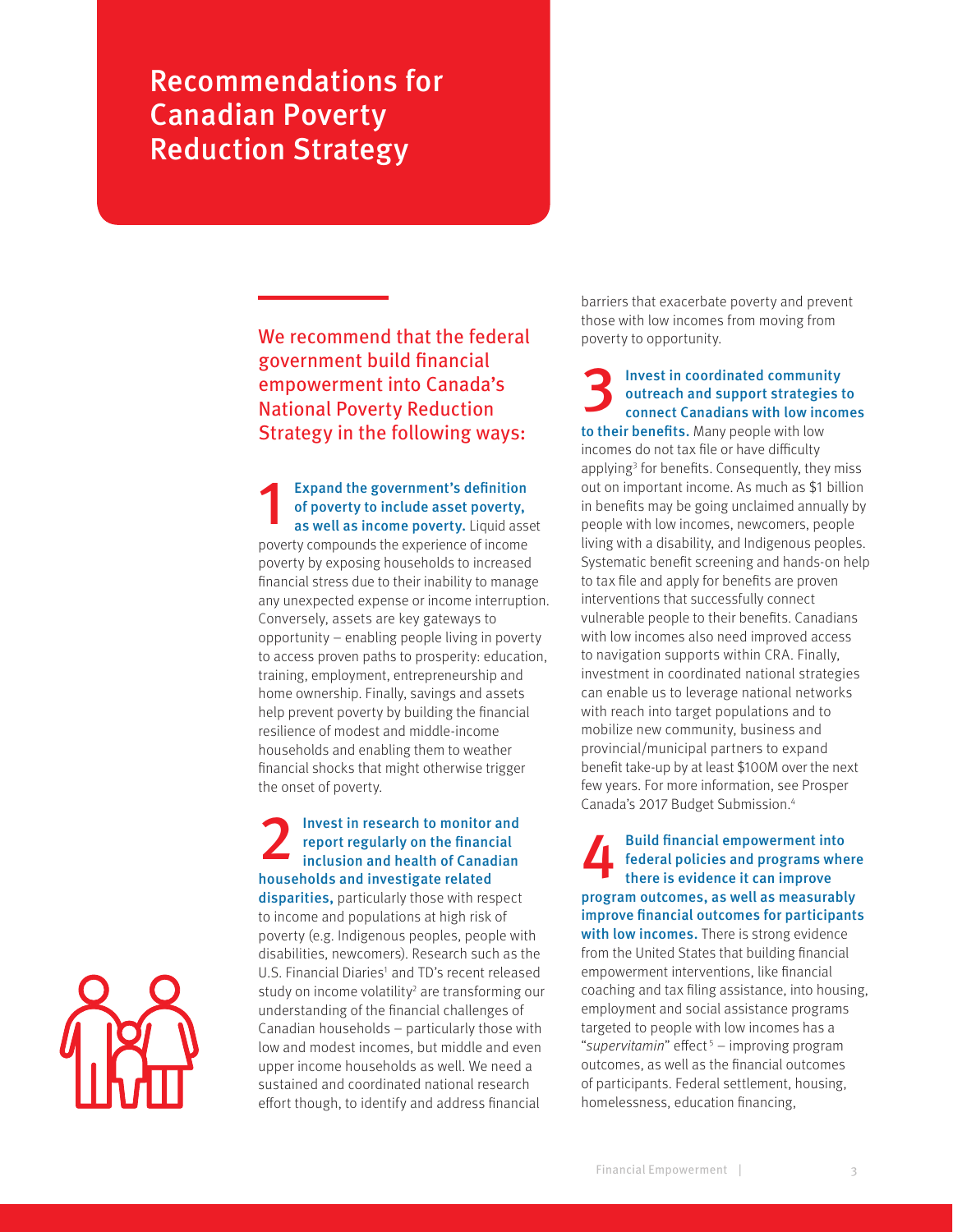# Recommendations for Canadian Poverty Reduction Strategy

We recommend that the federal government build financial empowerment into Canada's National Poverty Reduction Strategy in the following ways:

1. **Expand the government's definition of poverty to include asset poverty, as well as income poverty.** Liquid asset poverty compounds the experience of income poverty by exposing households to increased financial stress due to their inability to manage any unexpected expense or income interruption. Conversely, assets are key gateways to opportunity – enabling people living in poverty to access proven paths to prosperity: education, training, employment, entrepreneurship and home ownership. Finally, savings and assets help prevent poverty by building the financial resilience of modest and middle-income households and enabling them to weather financial shocks that might otherwise trigger the onset of poverty.

2. **Invest in research to monitor and report regularly on the financial inclusion and health of Canadian households and investigate related disparities,** particularly those with respect to income and populations at high risk of poverty (e.g. Indigenous peoples, people with disabilities, newcomers). Research such as the U.S. Financial Diaries[1] and TD's recent released study on income volatility[2] are transforming our understanding of the financial challenges of Canadian households – particularly those with low and modest incomes, but middle and even upper income households as well. We need a sustained and coordinated national research effort though, to identify and address financial barriers that exacerbate poverty and prevent those with low incomes from moving from poverty to opportunity.

3. **Invest in coordinated community outreach and support strategies to connect Canadians with low incomes to their benefits.** Many people with low incomes do not tax file or have difficulty applying[3] for benefits. Consequently, they miss out on important income. As much as $1 billion in benefits may be going unclaimed annually by people with low incomes, newcomers, people living with a disability, and Indigenous peoples. Systematic benefit screening and hands-on help to tax file and apply for benefits are proven interventions that successfully connect vulnerable people to their benefits. Canadians with low incomes also need improved access to navigation supports within CRA. Finally, investment in coordinated national strategies can enable us to leverage national networks with reach into target populations and to mobilize new community, business and provincial/municipal partners to expand benefit take-up by at least $100M over the next few years. For more information, see Prosper Canada's 2017 Budget Submission.[4]

4. **Build financial empowerment into federal policies and programs where there is evidence it can improve program outcomes, as well as measurably improve financial outcomes for participants with low incomes.** There is strong evidence from the United States that building financial empowerment interventions, like financial coaching and tax filing assistance, into housing, employment and social assistance programs targeted to people with low incomes has a "*supervitamin*" effect[5] – improving program outcomes, as well as the financial outcomes of participants. Federal settlement, housing, homelessness, education financing,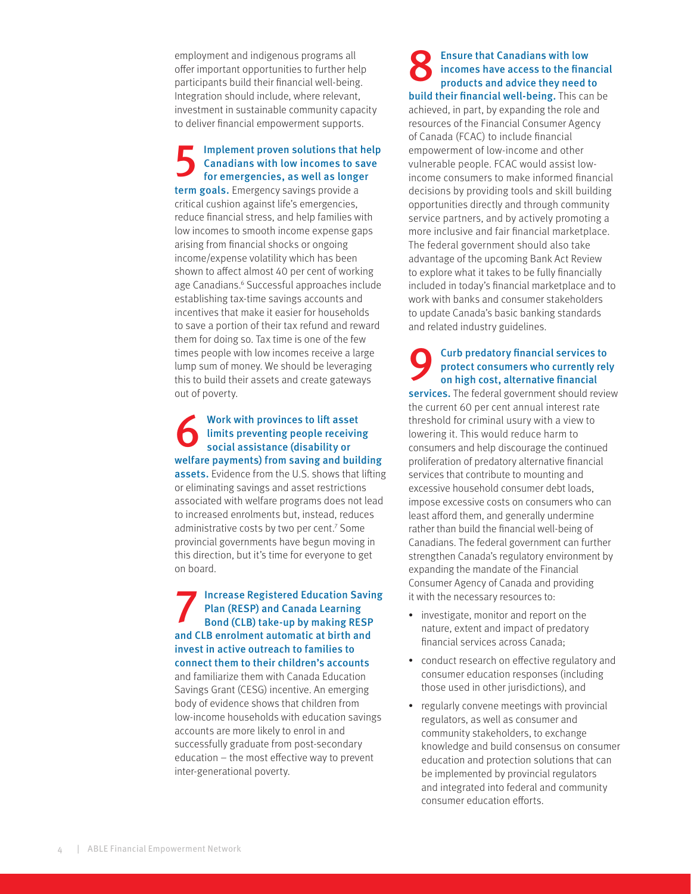employment and indigenous programs all offer important opportunities to further help participants build their financial well-being. Integration should include, where relevant, investment in sustainable community capacity to deliver financial empowerment supports.

**5 Implement proven solutions that help Canadians with low incomes to save for emergencies, as well as longer term goals.** Emergency savings provide a critical cushion against life's emergencies, reduce financial stress, and help families with low incomes to smooth income expense gaps arising from financial shocks or ongoing income/expense volatility which has been shown to affect almost 40 per cent of working age Canadians.[6] Successful approaches include establishing tax-time savings accounts and incentives that make it easier for households to save a portion of their tax refund and reward them for doing so. Tax time is one of the few times people with low incomes receive a large lump sum of money. We should be leveraging this to build their assets and create gateways out of poverty.

**6 Work with provinces to lift asset limits preventing people receiving social assistance (disability or welfare payments) from saving and building assets.** Evidence from the U.S. shows that lifting or eliminating savings and asset restrictions associated with welfare programs does not lead to increased enrolments but, instead, reduces administrative costs by two per cent.[7] Some provincial governments have begun moving in this direction, but it's time for everyone to get on board.

**7 Increase Registered Education Saving Plan (RESP) and Canada Learning Bond (CLB) take-up by making RESP and CLB enrolment automatic at birth and invest in active outreach to families to connect them to their children's accounts** and familiarize them with Canada Education Savings Grant (CESG) incentive. An emerging body of evidence shows that children from low-income households with education savings accounts are more likely to enrol in and successfully graduate from post-secondary education – the most effective way to prevent inter-generational poverty.

**8 Ensure that Canadians with low incomes have access to the financial products and advice they need to build their financial well-being.** This can be achieved, in part, by expanding the role and resources of the Financial Consumer Agency of Canada (FCAC) to include financial empowerment of low-income and other vulnerable people. FCAC would assist low-income consumers to make informed financial decisions by providing tools and skill building opportunities directly and through community service partners, and by actively promoting a more inclusive and fair financial marketplace. The federal government should also take advantage of the upcoming Bank Act Review to explore what it takes to be fully financially included in today's financial marketplace and to work with banks and consumer stakeholders to update Canada's basic banking standards and related industry guidelines.

**9 Curb predatory financial services to protect consumers who currently rely on high cost, alternative financial services.** The federal government should review the current 60 per cent annual interest rate threshold for criminal usury with a view to lowering it. This would reduce harm to consumers and help discourage the continued proliferation of predatory alternative financial services that contribute to mounting and excessive household consumer debt loads, impose excessive costs on consumers who can least afford them, and generally undermine rather than build the financial well-being of Canadians. The federal government can further strengthen Canada's regulatory environment by expanding the mandate of the Financial Consumer Agency of Canada and providing it with the necessary resources to:

- investigate, monitor and report on the nature, extent and impact of predatory financial services across Canada;
- conduct research on effective regulatory and consumer education responses (including those used in other jurisdictions), and
- regularly convene meetings with provincial regulators, as well as consumer and community stakeholders, to exchange knowledge and build consensus on consumer education and protection solutions that can be implemented by provincial regulators and integrated into federal and community consumer education efforts.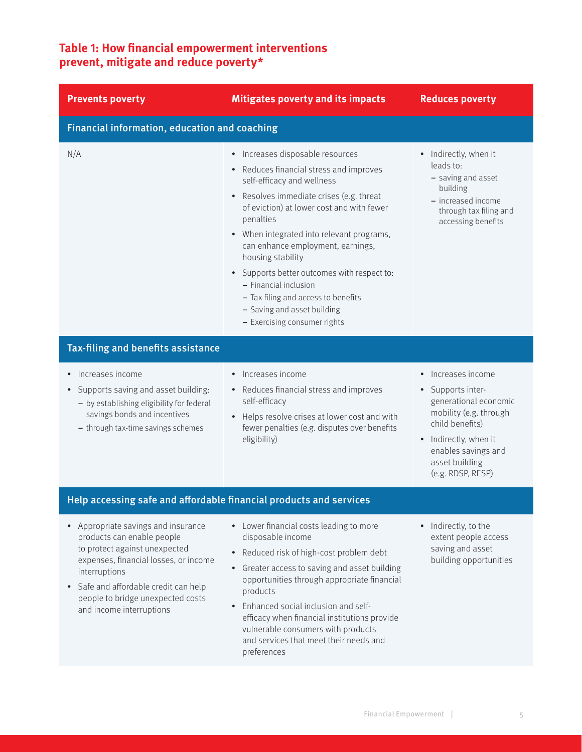## Table 1: How financial empowerment interventions prevent, mitigate and reduce poverty*

| Prevents poverty | Mitigates poverty and its impacts | Reduces poverty |
|---|---|---|
| **Financial information, education and coaching** | | |
| N/A | • Increases disposable resources<br>• Reduces financial stress and improves self-efficacy and wellness<br>• Resolves immediate crises (e.g. threat of eviction) at lower cost and with fewer penalties<br>• When integrated into relevant programs, can enhance employment, earnings, housing stability<br>• Supports better outcomes with respect to:<br>– Financial inclusion<br>– Tax filing and access to benefits<br>– Saving and asset building<br>– Exercising consumer rights | • Indirectly, when it leads to:<br>– saving and asset building<br>– increased income through tax filing and accessing benefits |
| **Tax-filing and benefits assistance** | | |
| • Increases income<br>• Supports saving and asset building:<br>– by establishing eligibility for federal savings bonds and incentives<br>– through tax-time savings schemes | • Increases income<br>• Reduces financial stress and improves self-efficacy<br>• Helps resolve crises at lower cost and with fewer penalties (e.g. disputes over benefits eligibility) | • Increases income<br>• Supports inter-generational economic mobility (e.g. through child benefits)<br>• Indirectly, when it enables savings and asset building (e.g. RDSP, RESP) |
| **Help accessing safe and affordable financial products and services** | | |
| • Appropriate savings and insurance products can enable people to protect against unexpected expenses, financial losses, or income interruptions<br>• Safe and affordable credit can help people to bridge unexpected costs and income interruptions | • Lower financial costs leading to more disposable income<br>• Reduced risk of high-cost problem debt<br>• Greater access to saving and asset building opportunities through appropriate financial products<br>• Enhanced social inclusion and self-efficacy when financial institutions provide vulnerable consumers with products and services that meet their needs and preferences | • Indirectly, to the extent people access saving and asset building opportunities |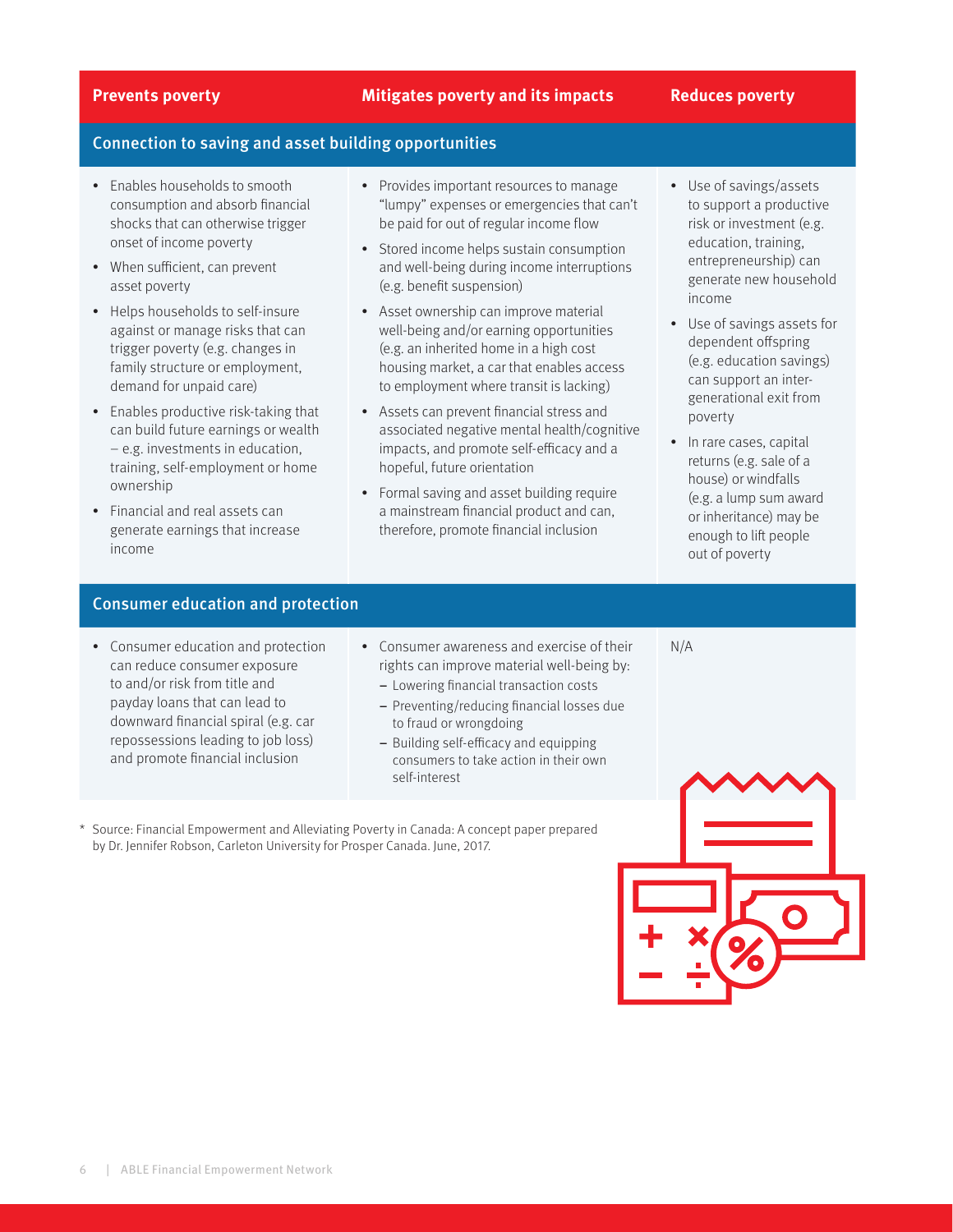| Prevents poverty | Mitigates poverty and its impacts | Reduces poverty |
|---|---|---|
| **Connection to saving and asset building opportunities** | | |
| • Enables households to smooth consumption and absorb financial shocks that can otherwise trigger onset of income poverty<br>• When sufficient, can prevent asset poverty<br>• Helps households to self-insure against or manage risks that can trigger poverty (e.g. changes in family structure or employment, demand for unpaid care)<br>• Enables productive risk-taking that can build future earnings or wealth – e.g. investments in education, training, self-employment or home ownership<br>• Financial and real assets can generate earnings that increase income | • Provides important resources to manage "lumpy" expenses or emergencies that can't be paid for out of regular income flow<br>• Stored income helps sustain consumption and well-being during income interruptions (e.g. benefit suspension)<br>• Asset ownership can improve material well-being and/or earning opportunities (e.g. an inherited home in a high cost housing market, a car that enables access to employment where transit is lacking)<br>• Assets can prevent financial stress and associated negative mental health/cognitive impacts, and promote self-efficacy and a hopeful, future orientation<br>• Formal saving and asset building require a mainstream financial product and can, therefore, promote financial inclusion | • Use of savings/assets to support a productive risk or investment (e.g. education, training, entrepreneurship) can generate new household income<br>• Use of savings assets for dependent offspring (e.g. education savings) can support an inter-generational exit from poverty<br>• In rare cases, capital returns (e.g. sale of a house) or windfalls (e.g. a lump sum award or inheritance) may be enough to lift people out of poverty |
| **Consumer education and protection** | | |
| • Consumer education and protection can reduce consumer exposure to and/or risk from title and payday loans that can lead to downward financial spiral (e.g. car repossessions leading to job loss) and promote financial inclusion | • Consumer awareness and exercise of their rights can improve material well-being by:<br>– Lowering financial transaction costs<br>– Preventing/reducing financial losses due to fraud or wrongdoing<br>– Building self-efficacy and equipping consumers to take action in their own self-interest | N/A |

\* Source: Financial Empowerment and Alleviating Poverty in Canada: A concept paper prepared by Dr. Jennifer Robson, Carleton University for Prosper Canada. June, 2017.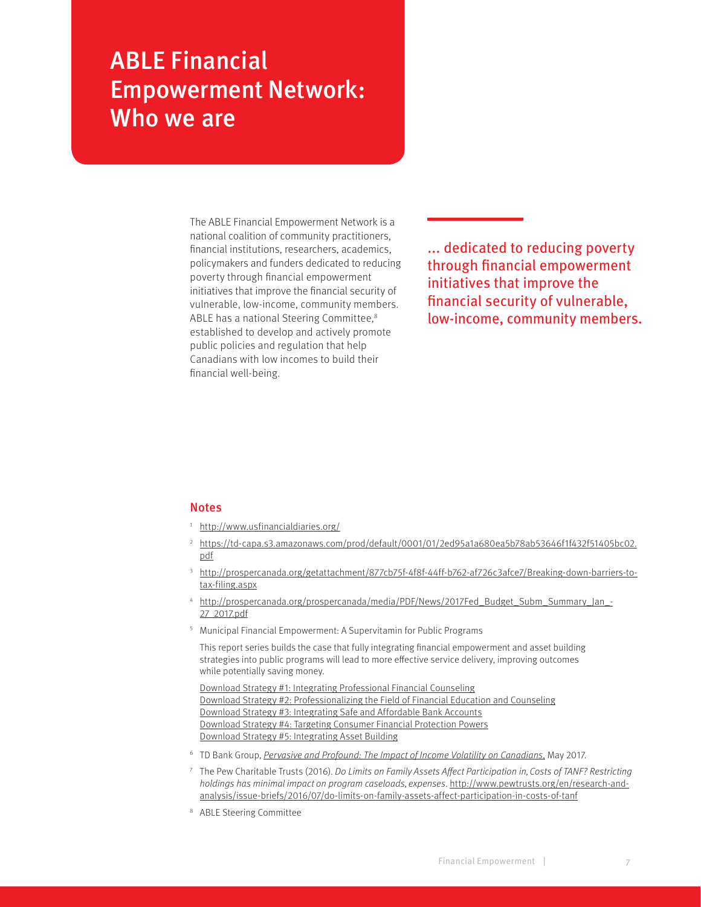# ABLE Financial Empowerment Network: Who we are

The ABLE Financial Empowerment Network is a national coalition of community practitioners, financial institutions, researchers, academics, policymakers and funders dedicated to reducing poverty through financial empowerment initiatives that improve the financial security of vulnerable, low-income, community members. ABLE has a national Steering Committee,[8] established to develop and actively promote public policies and regulation that help Canadians with low incomes to build their financial well-being.

> ... dedicated to reducing poverty through financial empowerment initiatives that improve the financial security of vulnerable, low-income, community members.

## Notes

1. http://www.usfinancialdiaries.org/
2. https://td-capa.s3.amazonaws.com/prod/default/0001/01/2ed95a1a680ea5b78ab53646f1f432f51405bc02.pdf
3. http://prospercanada.org/getattachment/877cb75f-4f8f-44ff-b762-af726c3afce7/Breaking-down-barriers-to-tax-filing.aspx
4. http://prospercanada.org/prospercanada/media/PDF/News/2017Fed_Budget_Subm_Summary_Jan_-27_2017.pdf
5. Municipal Financial Empowerment: A Supervitamin for Public Programs

   This report series builds the case that fully integrating financial empowerment and asset building strategies into public programs will lead to more effective service delivery, improving outcomes while potentially saving money.

   Download Strategy #1: Integrating Professional Financial Counseling
   Download Strategy #2: Professionalizing the Field of Financial Education and Counseling
   Download Strategy #3: Integrating Safe and Affordable Bank Accounts
   Download Strategy #4: Targeting Consumer Financial Protection Powers
   Download Strategy #5: Integrating Asset Building
6. TD Bank Group, *Pervasive and Profound: The Impact of Income Volatility on Canadians*, May 2017.
7. The Pew Charitable Trusts (2016). *Do Limits on Family Assets Affect Participation in, Costs of TANF? Restricting holdings has minimal impact on program caseloads, expenses*. http://www.pewtrusts.org/en/research-and-analysis/issue-briefs/2016/07/do-limits-on-family-assets-affect-participation-in-costs-of-tanf
8. ABLE Steering Committee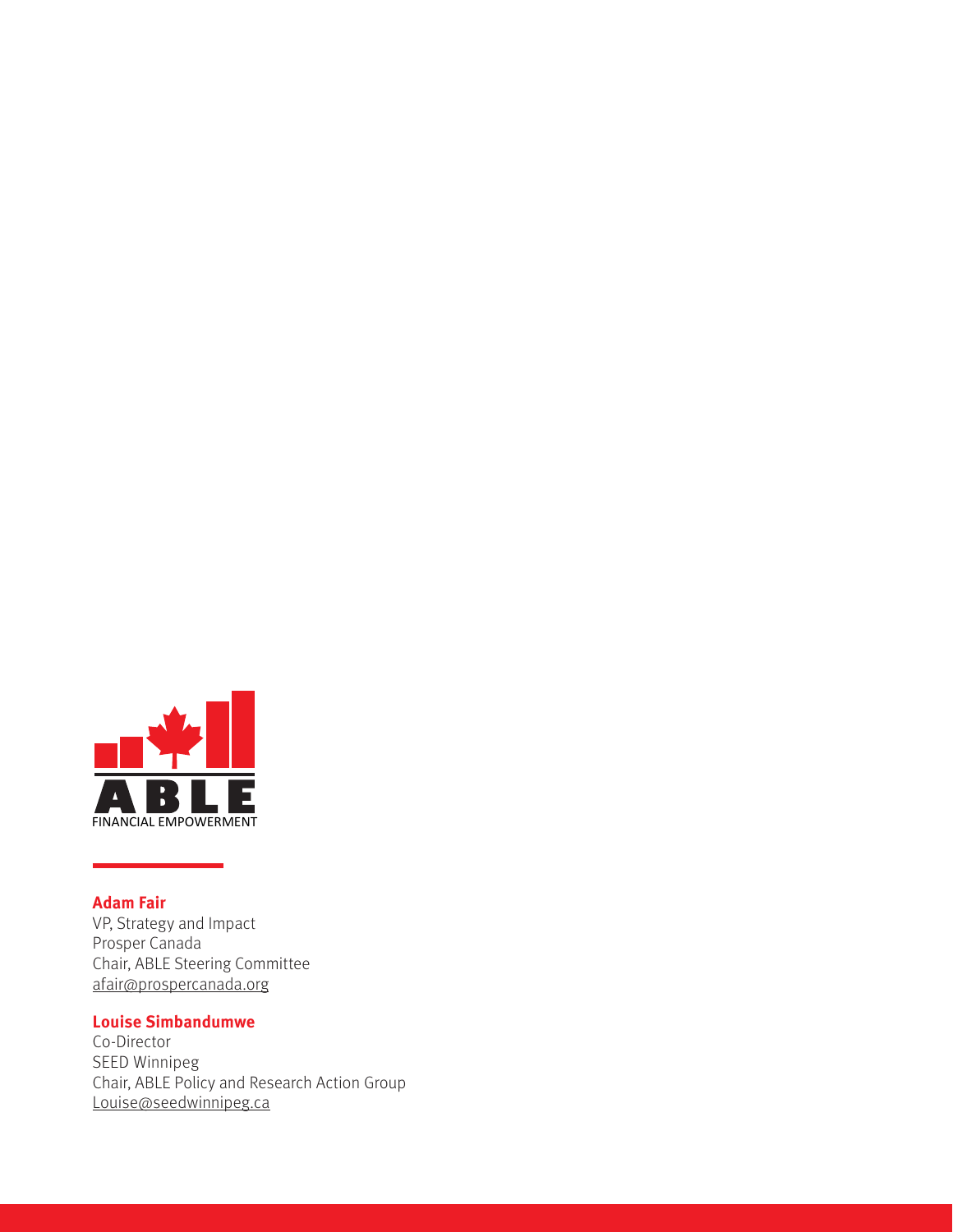ABLE

FINANCIAL EMPOWERMENT

**Adam Fair**
VP, Strategy and Impact
Prosper Canada
Chair, ABLE Steering Committee
afair@prospercanada.org

**Louise Simbandumwe**
Co-Director
SEED Winnipeg
Chair, ABLE Policy and Research Action Group
Louise@seedwinnipeg.ca